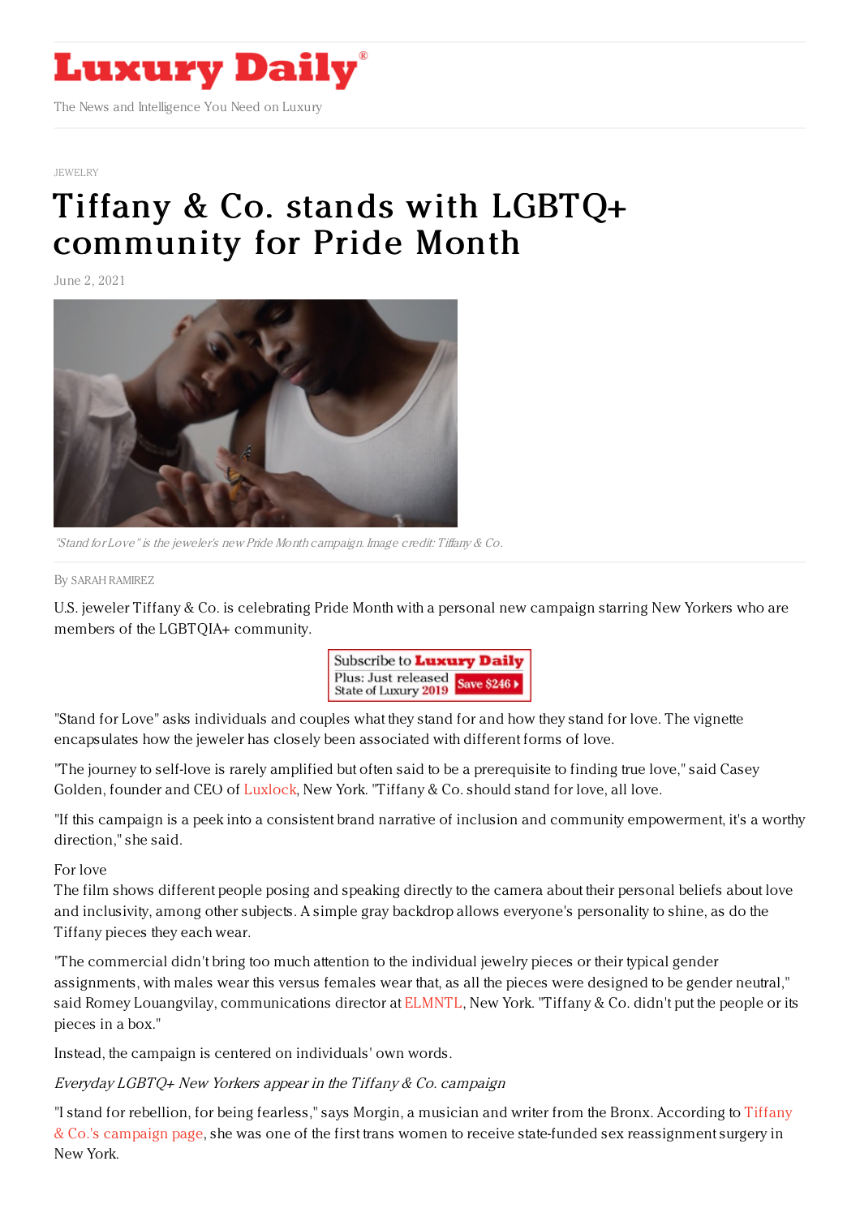# Luxury Daily

The News and Intelligence You Need on Luxury

JEWELRY

# Tiffany & Co. stands with LGBTQ+ community for Pride Month

June 2, 2021

"Stand for Love" is the jeweler's new Pride Month campaign. Image credit: Tiffany & Co.

By SARAH RAMIREZ

U.S. jeweler Tiffany & Co. is celebrating Pride Month with a personal new campaign starring New Yorkers who are members of the LGBTQIA+ community.

"Stand for Love" asks individuals and couples what they stand for and how they stand for love. The vignette encapsulates how the jeweler has closely been associated with different forms of love.

"The journey to self-love is rarely amplified but often said to be a prerequisite to finding true love," said Casey Golden, founder and CEO of Luxlock, New York. "Tiffany & Co. should stand for love, all love.

"If this campaign is a peek into a consistent brand narrative of inclusion and community empowerment, it's a worthy direction," she said.

For love

The film shows different people posing and speaking directly to the camera about their personal beliefs about love and inclusivity, among other subjects. A simple gray backdrop allows everyone's personality to shine, as do the Tiffany pieces they each wear.

"The commercial didn't bring too much attention to the individual jewelry pieces or their typical gender assignments, with males wear this versus females wear that, as all the pieces were designed to be gender neutral," said Romey Louangvilay, communications director at ELMNTL, New York. "Tiffany & Co. didn't put the people or its pieces in a box."

Instead, the campaign is centered on individuals' own words.

*Everyday LGBTQ+ New Yorkers appear in the Tiffany & Co. campaign*

"I stand for rebellion, for being fearless," says Morgin, a musician and writer from the Bronx. According to Tiffany & Co.'s campaign page, she was one of the first trans women to receive state-funded sex reassignment surgery in New York.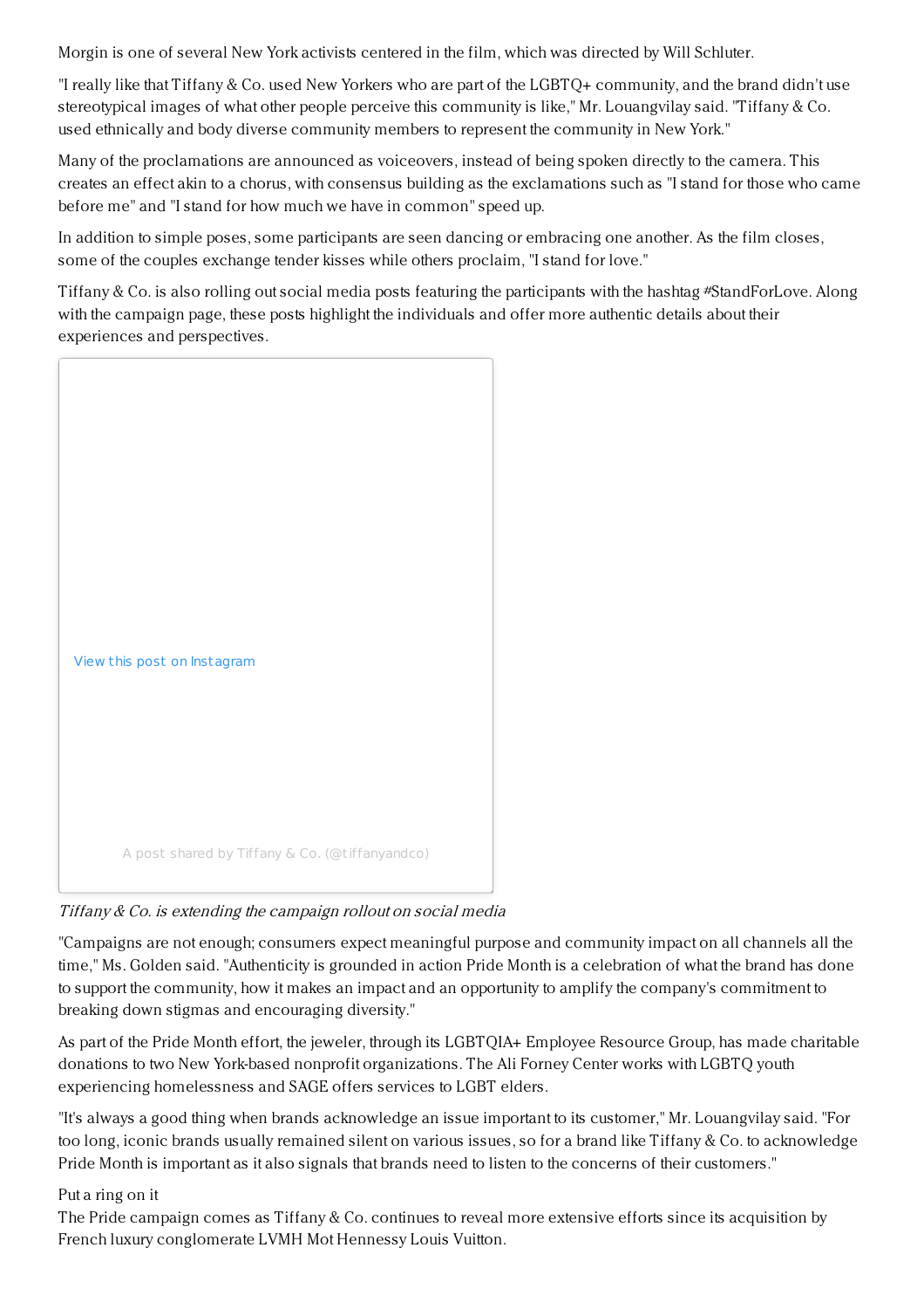Morgin is one of several New York activists centered in the film, which was directed by Will Schluter.

"I really like that Tiffany & Co. used New Yorkers who are part of the LGBTQ+ community, and the brand didn't use stereotypical images of what other people perceive this community is like," Mr. Louangvilay said. "Tiffany & Co. used ethnically and body diverse community members to represent the community in New York."

Many of the proclamations are announced as voiceovers, instead of being spoken directly to the camera. This creates an effect akin to a chorus, with consensus building as the exclamations such as "I stand for those who came before me" and "I stand for how much we have in common" speed up.

In addition to simple poses, some participants are seen dancing or embracing one another. As the film closes, some of the couples exchange tender kisses while others proclaim, "I stand for love."

Tiffany & Co. is also rolling out social media posts featuring the participants with the hashtag #StandForLove. Along with the campaign page, these posts highlight the individuals and offer more authentic details about their experiences and perspectives.

View this post on Instagram

A post shared by Tiffany & Co. (@tiffanyandco)

*Tiffany & Co. is extending the campaign rollout on social media*

"Campaigns are not enough; consumers expect meaningful purpose and community impact on all channels all the time," Ms. Golden said. "Authenticity is grounded in action Pride Month is a celebration of what the brand has done to support the community, how it makes an impact and an opportunity to amplify the company's commitment to breaking down stigmas and encouraging diversity."

As part of the Pride Month effort, the jeweler, through its LGBTQIA+ Employee Resource Group, has made charitable donations to two New York-based nonprofit organizations. The Ali Forney Center works with LGBTQ youth experiencing homelessness and SAGE offers services to LGBT elders.

"It's always a good thing when brands acknowledge an issue important to its customer," Mr. Louangvilay said. "For too long, iconic brands usually remained silent on various issues, so for a brand like Tiffany & Co. to acknowledge Pride Month is important as it also signals that brands need to listen to the concerns of their customers."

Put a ring on it

The Pride campaign comes as Tiffany & Co. continues to reveal more extensive efforts since its acquisition by French luxury conglomerate LVMH Mot Hennessy Louis Vuitton.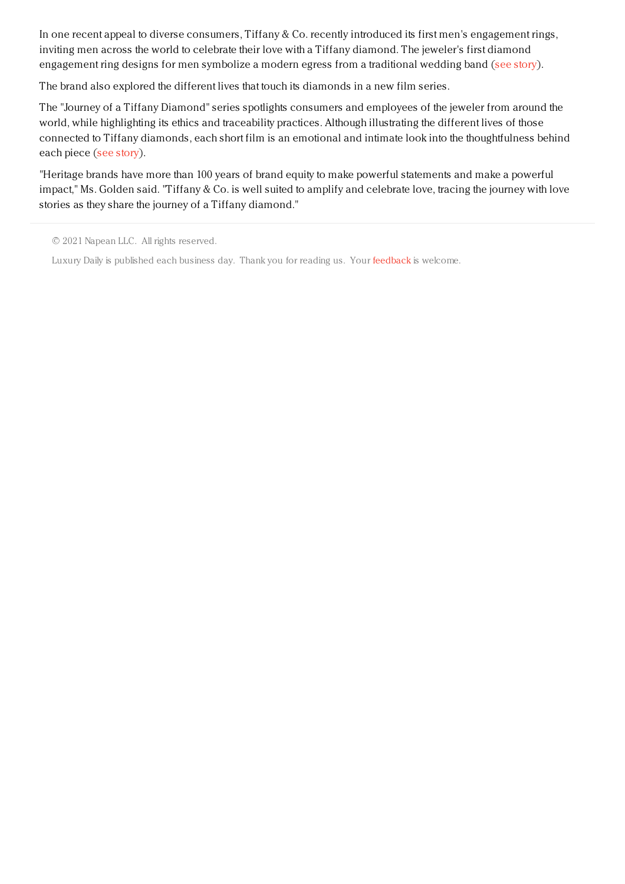In one recent appeal to diverse consumers, Tiffany & Co. recently introduced its first men's engagement rings, inviting men across the world to celebrate their love with a Tiffany diamond. The jeweler's first diamond engagement ring designs for men symbolize a modern egress from a traditional wedding band (see story).

The brand also explored the different lives that touch its diamonds in a new film series.

The "Journey of a Tiffany Diamond" series spotlights consumers and employees of the jeweler from around the world, while highlighting its ethics and traceability practices. Although illustrating the different lives of those connected to Tiffany diamonds, each short film is an emotional and intimate look into the thoughtfulness behind each piece (see story).

"Heritage brands have more than 100 years of brand equity to make powerful statements and make a powerful impact," Ms. Golden said. "Tiffany & Co. is well suited to amplify and celebrate love, tracing the journey with love stories as they share the journey of a Tiffany diamond."

© 2021 Napean LLC. All rights reserved.

Luxury Daily is published each business day. Thank you for reading us. Your feedback is welcome.